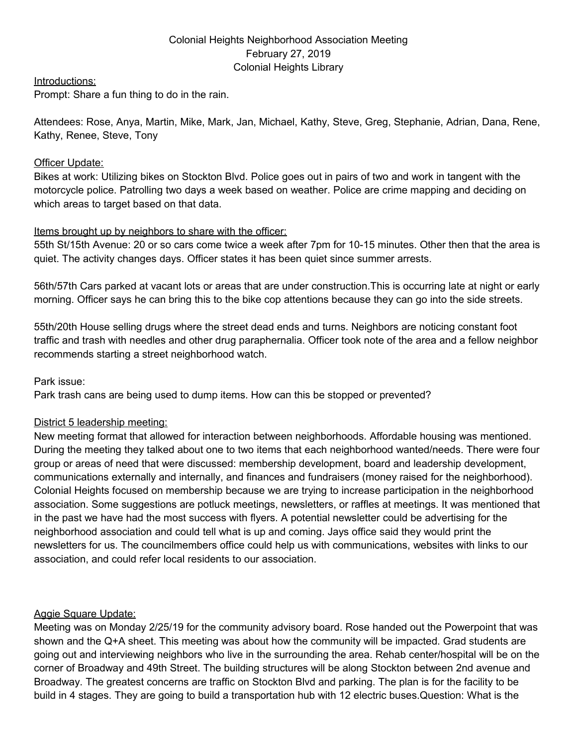Colonial Heights Neighborhood Association Meeting
February 27, 2019
Colonial Heights Library

Introductions:
Prompt: Share a fun thing to do in the rain.

Attendees: Rose, Anya, Martin, Mike, Mark, Jan, Michael, Kathy, Steve, Greg, Stephanie, Adrian, Dana, Rene, Kathy, Renee, Steve, Tony

Officer Update:
Bikes at work: Utilizing bikes on Stockton Blvd. Police goes out in pairs of two and work in tangent with the motorcycle police. Patrolling two days a week based on weather. Police are crime mapping and deciding on which areas to target based on that data.

Items brought up by neighbors to share with the officer:
55th St/15th Avenue: 20 or so cars come twice a week after 7pm for 10-15 minutes. Other then that the area is quiet. The activity changes days. Officer states it has been quiet since summer arrests.

56th/57th Cars parked at vacant lots or areas that are under construction.This is occurring late at night or early morning. Officer says he can bring this to the bike cop attentions because they can go into the side streets.

55th/20th House selling drugs where the street dead ends and turns. Neighbors are noticing constant foot traffic and trash with needles and other drug paraphernalia. Officer took note of the area and a fellow neighbor recommends starting a street neighborhood watch.

Park issue:
Park trash cans are being used to dump items. How can this be stopped or prevented?

District 5 leadership meeting:
New meeting format that allowed for interaction between neighborhoods. Affordable housing was mentioned. During the meeting they talked about one to two items that each neighborhood wanted/needs. There were four group or areas of need that were discussed: membership development, board and leadership development, communications externally and internally, and finances and fundraisers (money raised for the neighborhood). Colonial Heights focused on membership because we are trying to increase participation in the neighborhood association. Some suggestions are potluck meetings, newsletters, or raffles at meetings. It was mentioned that in the past we have had the most success with flyers. A potential newsletter could be advertising for the neighborhood association and could tell what is up and coming. Jays office said they would print the newsletters for us. The councilmembers office could help us with communications, websites with links to our association, and could refer local residents to our association.

Aggie Square Update:
Meeting was on Monday 2/25/19 for the community advisory board. Rose handed out the Powerpoint that was shown and the Q+A sheet. This meeting was about how the community will be impacted. Grad students are going out and interviewing neighbors who live in the surrounding the area. Rehab center/hospital will be on the corner of Broadway and 49th Street. The building structures will be along Stockton between 2nd avenue and Broadway. The greatest concerns are traffic on Stockton Blvd and parking. The plan is for the facility to be build in 4 stages. They are going to build a transportation hub with 12 electric buses.Question: What is the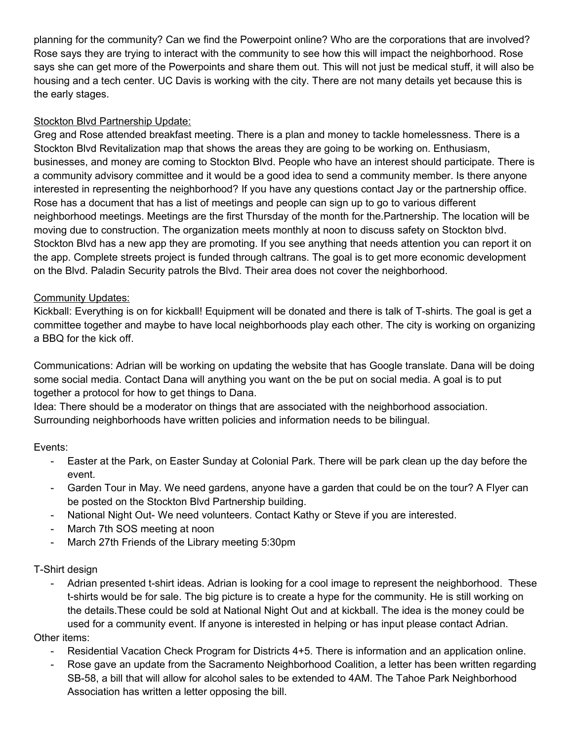planning for the community? Can we find the Powerpoint online? Who are the corporations that are involved? Rose says they are trying to interact with the community to see how this will impact the neighborhood. Rose says she can get more of the Powerpoints and share them out. This will not just be medical stuff, it will also be housing and a tech center. UC Davis is working with the city. There are not many details yet because this is the early stages.

<u>Stockton Blvd Partnership Update:</u>

Greg and Rose attended breakfast meeting. There is a plan and money to tackle homelessness. There is a Stockton Blvd Revitalization map that shows the areas they are going to be working on. Enthusiasm, businesses, and money are coming to Stockton Blvd. People who have an interest should participate. There is a community advisory committee and it would be a good idea to send a community member. Is there anyone interested in representing the neighborhood? If you have any questions contact Jay or the partnership office. Rose has a document that has a list of meetings and people can sign up to go to various different neighborhood meetings. Meetings are the first Thursday of the month for the.Partnership. The location will be moving due to construction. The organization meets monthly at noon to discuss safety on Stockton blvd. Stockton Blvd has a new app they are promoting. If you see anything that needs attention you can report it on the app. Complete streets project is funded through caltrans. The goal is to get more economic development on the Blvd. Paladin Security patrols the Blvd. Their area does not cover the neighborhood.

<u>Community Updates:</u>

Kickball: Everything is on for kickball! Equipment will be donated and there is talk of T-shirts. The goal is get a committee together and maybe to have local neighborhoods play each other. The city is working on organizing a BBQ for the kick off.

Communications: Adrian will be working on updating the website that has Google translate. Dana will be doing some social media. Contact Dana will anything you want on the be put on social media. A goal is to put together a protocol for how to get things to Dana.

Idea: There should be a moderator on things that are associated with the neighborhood association. Surrounding neighborhoods have written policies and information needs to be bilingual.

Events:

- Easter at the Park, on Easter Sunday at Colonial Park. There will be park clean up the day before the event.
- Garden Tour in May. We need gardens, anyone have a garden that could be on the tour? A Flyer can be posted on the Stockton Blvd Partnership building.
- National Night Out- We need volunteers. Contact Kathy or Steve if you are interested.
- March 7th SOS meeting at noon
- March 27th Friends of the Library meeting 5:30pm

T-Shirt design

- Adrian presented t-shirt ideas. Adrian is looking for a cool image to represent the neighborhood. These t-shirts would be for sale. The big picture is to create a hype for the community. He is still working on the details.These could be sold at National Night Out and at kickball. The idea is the money could be used for a community event. If anyone is interested in helping or has input please contact Adrian.

Other items:

- Residential Vacation Check Program for Districts 4+5. There is information and an application online.
- Rose gave an update from the Sacramento Neighborhood Coalition, a letter has been written regarding SB-58, a bill that will allow for alcohol sales to be extended to 4AM. The Tahoe Park Neighborhood Association has written a letter opposing the bill.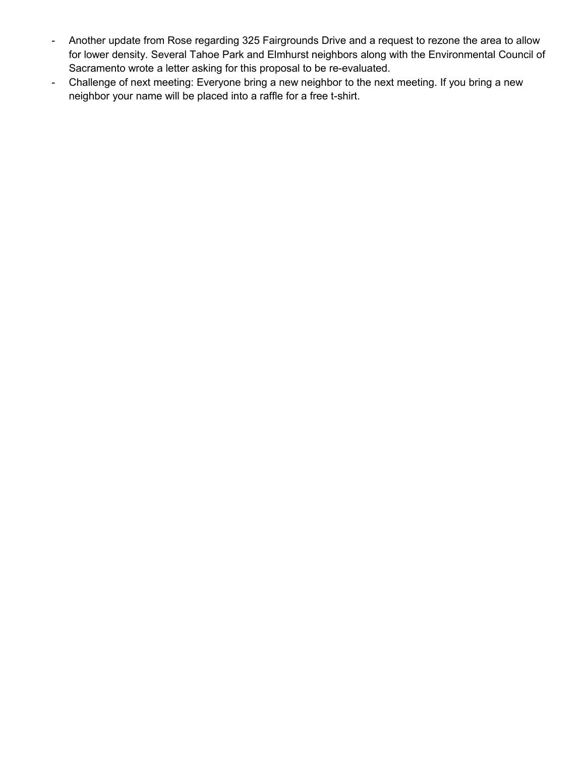- Another update from Rose regarding 325 Fairgrounds Drive and a request to rezone the area to allow for lower density. Several Tahoe Park and Elmhurst neighbors along with the Environmental Council of Sacramento wrote a letter asking for this proposal to be re-evaluated.
- Challenge of next meeting: Everyone bring a new neighbor to the next meeting. If you bring a new neighbor your name will be placed into a raffle for a free t-shirt.